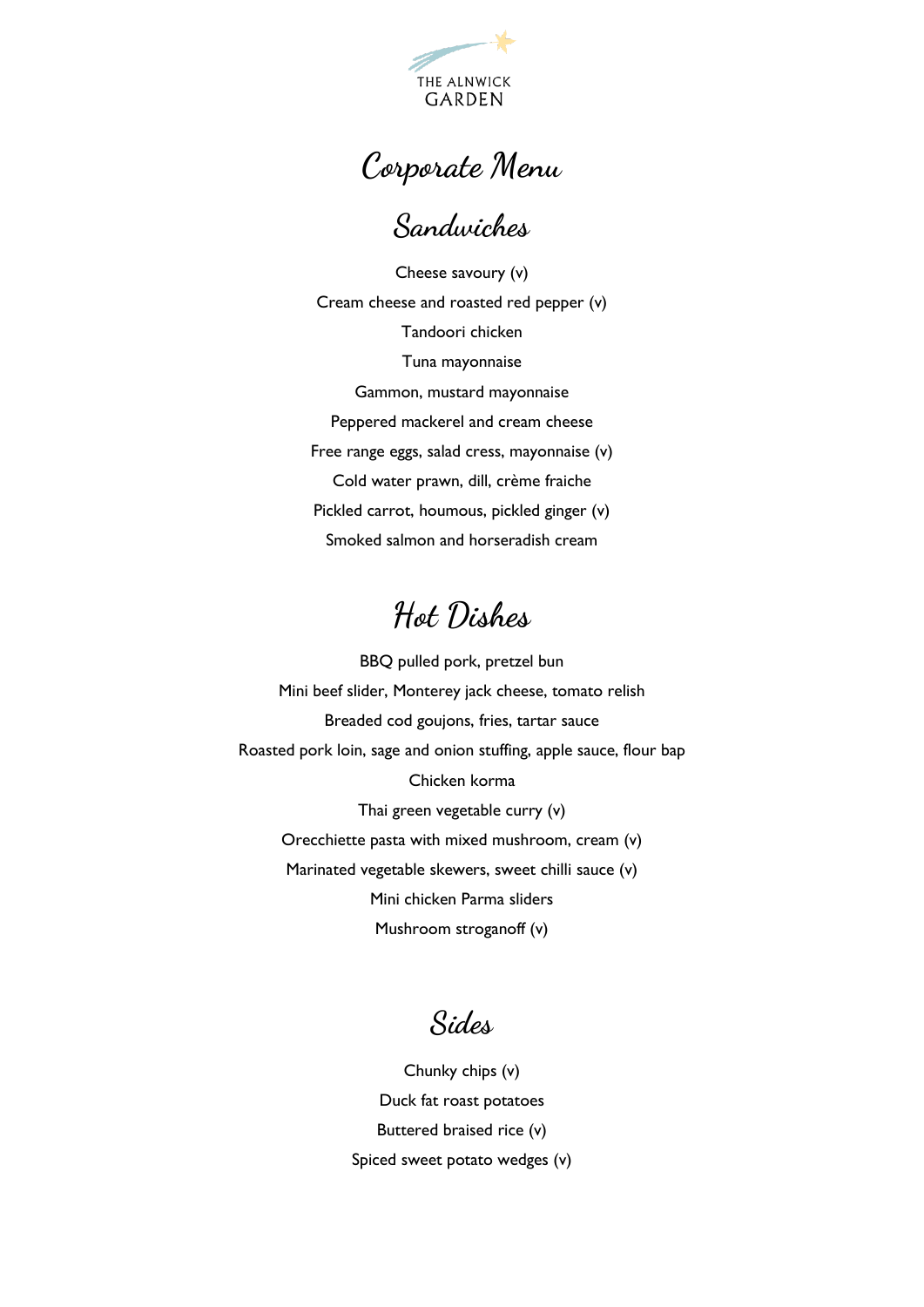THE ALNWICK GARDEN

# Corporate Menu

## Sandwiches

Cheese savoury (v)

Cream cheese and roasted red pepper (v)

Tandoori chicken

Tuna mayonnaise

Gammon, mustard mayonnaise

Peppered mackerel and cream cheese

Free range eggs, salad cress, mayonnaise (v)

Cold water prawn, dill, crème fraiche

Pickled carrot, houmous, pickled ginger (v)

Smoked salmon and horseradish cream

## Hot Dishes

BBQ pulled pork, pretzel bun

Mini beef slider, Monterey jack cheese, tomato relish

Breaded cod goujons, fries, tartar sauce

Roasted pork loin, sage and onion stuffing, apple sauce, flour bap

Chicken korma

Thai green vegetable curry (v)

Orecchiette pasta with mixed mushroom, cream (v)

Marinated vegetable skewers, sweet chilli sauce (v)

Mini chicken Parma sliders

Mushroom stroganoff (v)

## Sides

Chunky chips (v)

Duck fat roast potatoes

Buttered braised rice (v)

Spiced sweet potato wedges (v)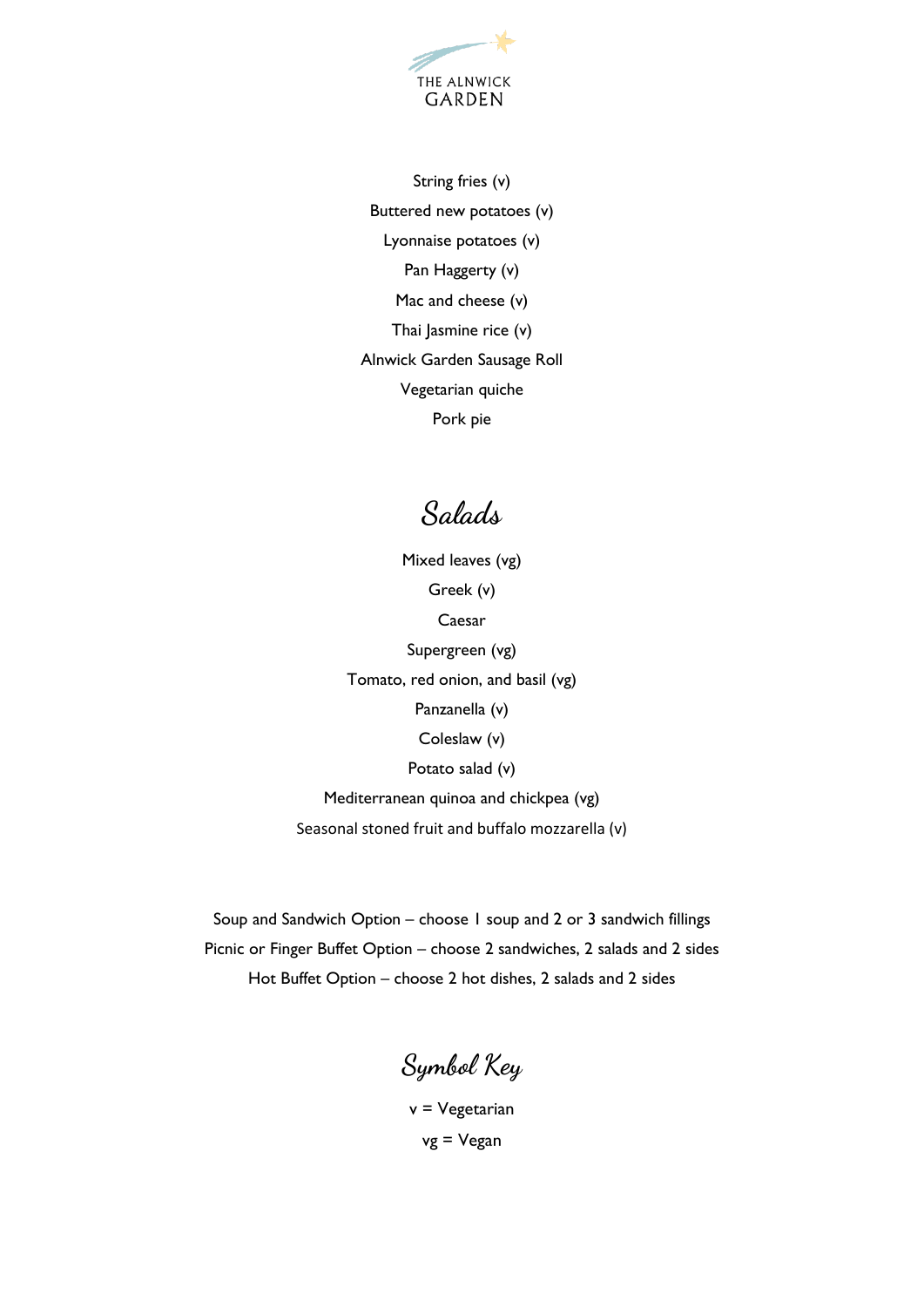THE ALNWICK GARDEN

String fries (v)

Buttered new potatoes (v)

Lyonnaise potatoes (v)

Pan Haggerty (v)

Mac and cheese (v)

Thai Jasmine rice (v)

Alnwick Garden Sausage Roll

Vegetarian quiche

Pork pie

## Salads

Mixed leaves (vg)

Greek (v)

Caesar

Supergreen (vg)

Tomato, red onion, and basil (vg)

Panzanella (v)

Coleslaw (v)

Potato salad (v)

Mediterranean quinoa and chickpea (vg)

Seasonal stoned fruit and buffalo mozzarella (v)

Soup and Sandwich Option – choose 1 soup and 2 or 3 sandwich fillings

Picnic or Finger Buffet Option – choose 2 sandwiches, 2 salads and 2 sides

Hot Buffet Option – choose 2 hot dishes, 2 salads and 2 sides

## Symbol Key

v = Vegetarian

vg = Vegan